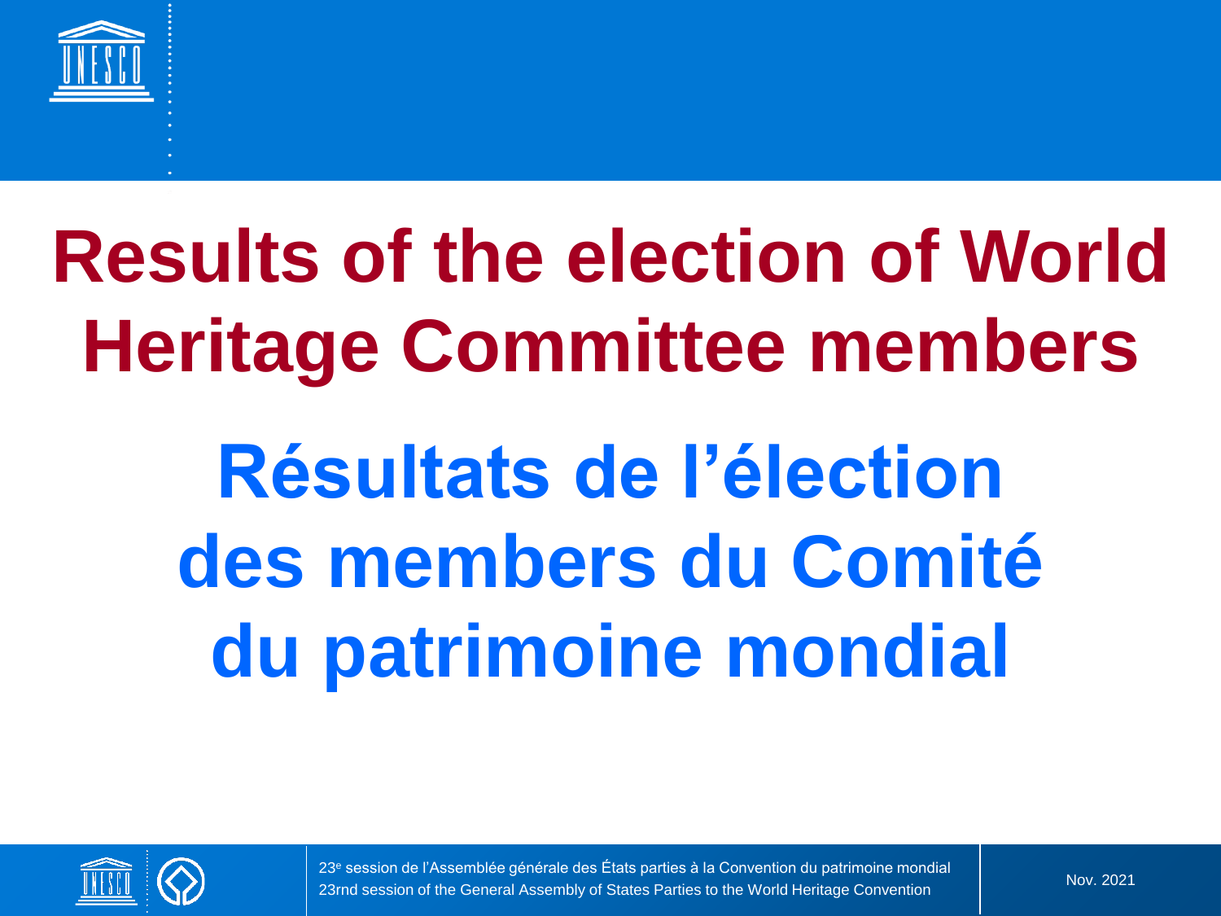# Results of the election of World Heritage Committee members

# Résultats de l'élection des members du Comité du patrimoine mondial

23e session de l'Assemblée générale des États parties à la Convention du patrimoine mondial
23rnd session of the General Assembly of States Parties to the World Heritage Convention

Nov. 2021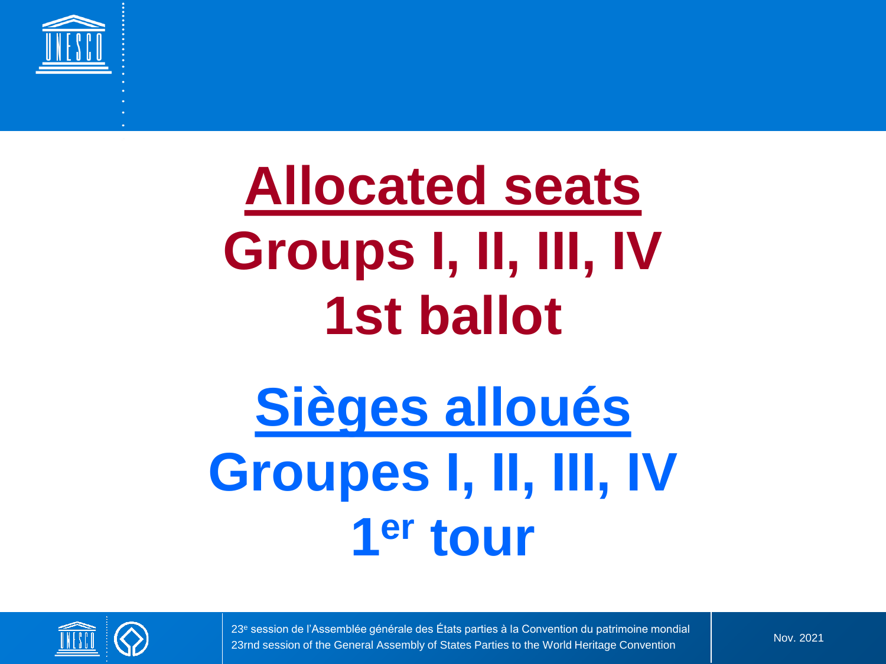# Allocated seats

## Groups I, II, III, IV

## 1st ballot

# Sièges alloués

## Groupes I, II, III, IV

## 1er tour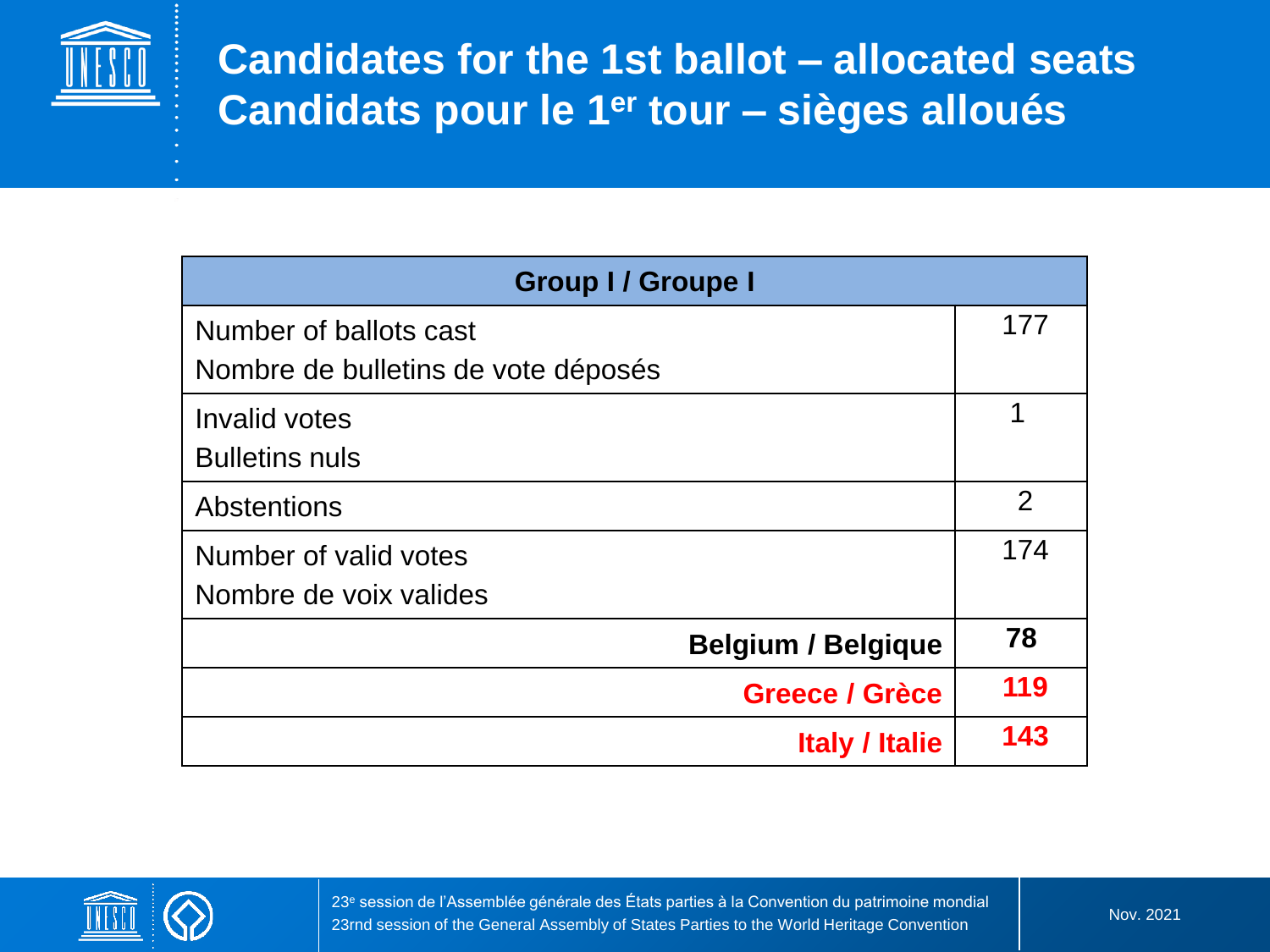# Candidates for the 1st ballot – allocated seats
# Candidats pour le 1er tour – sièges alloués

| Group I / Groupe I | |
|---|---|
| Number of ballots cast<br>Nombre de bulletins de vote déposés | 177 |
| Invalid votes<br>Bulletins nuls | 1 |
| Abstentions | 2 |
| Number of valid votes<br>Nombre de voix valides | 174 |
| **Belgium / Belgique** | **78** |
| **Greece / Grèce** | **119** |
| **Italy / Italie** | **143** |

23e session de l'Assemblée générale des États parties à la Convention du patrimoine mondial
23rnd session of the General Assembly of States Parties to the World Heritage Convention

Nov. 2021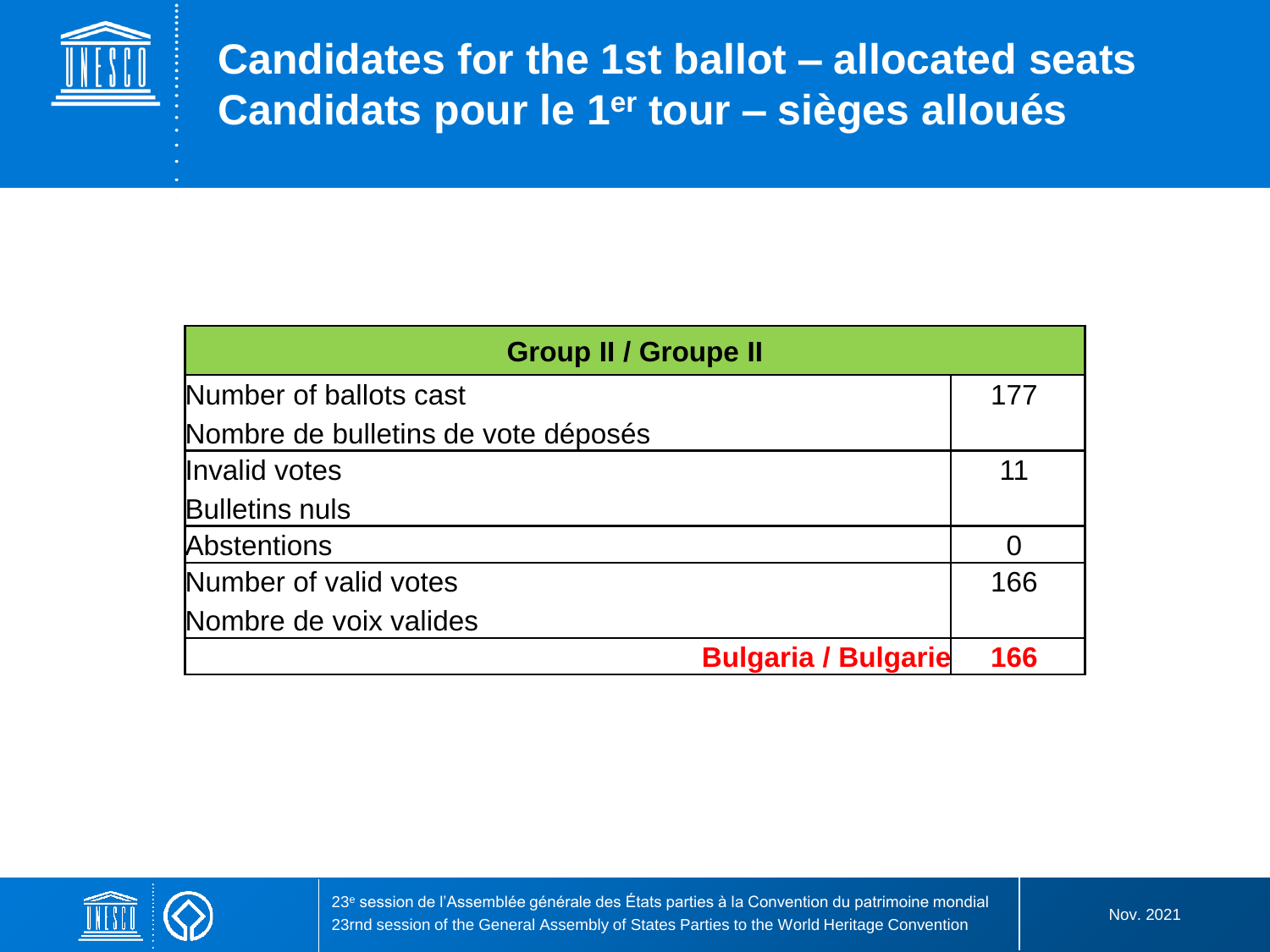# Candidates for the 1st ballot – allocated seats
# Candidats pour le 1er tour – sièges alloués

| Group II / Groupe II | |
|---|---|
| Number of ballots cast<br>Nombre de bulletins de vote déposés | 177 |
| Invalid votes<br>Bulletins nuls | 11 |
| Abstentions | 0 |
| Number of valid votes<br>Nombre de voix valides | 166 |
| **Bulgaria / Bulgarie** | **166** |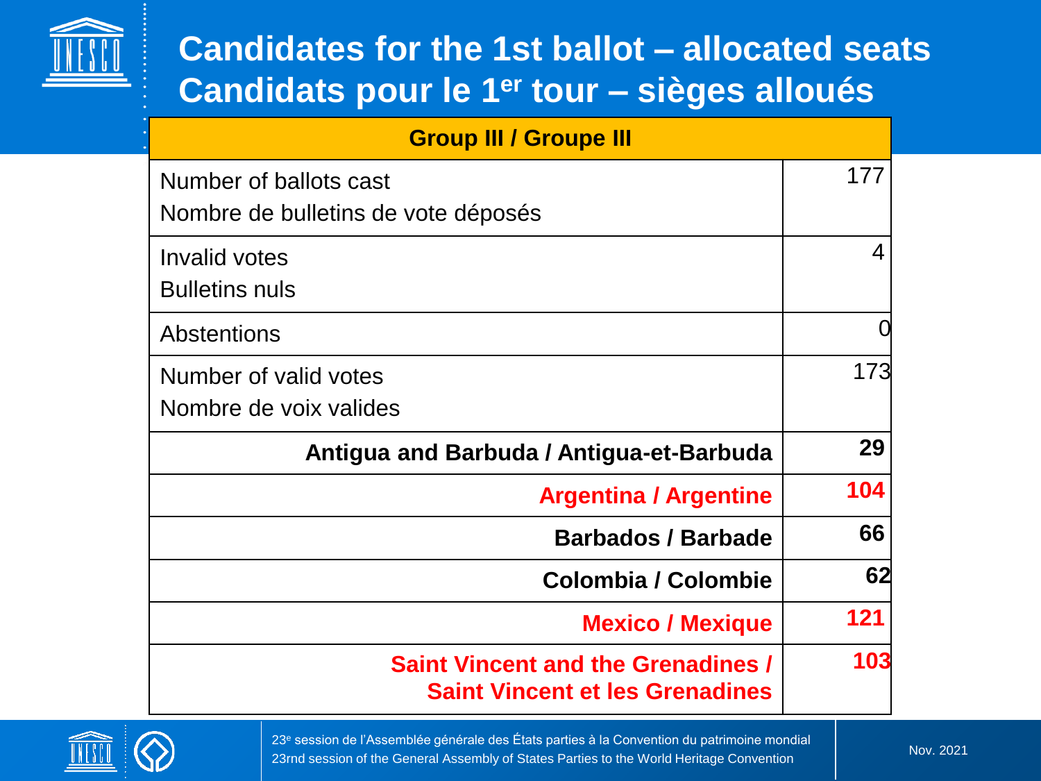# Candidates for the 1st ballot – allocated seats
# Candidats pour le 1er tour – sièges alloués

| Group III / Groupe III | |
|---|---|
| Number of ballots cast<br>Nombre de bulletins de vote déposés | 177 |
| Invalid votes<br>Bulletins nuls | 4 |
| Abstentions | 0 |
| Number of valid votes<br>Nombre de voix valides | 173 |
| **Antigua and Barbuda / Antigua-et-Barbuda** | **29** |
| **Argentina / Argentine** | **104** |
| **Barbados / Barbade** | **66** |
| **Colombia / Colombie** | **62** |
| **Mexico / Mexique** | **121** |
| **Saint Vincent and the Grenadines / Saint Vincent et les Grenadines** | **103** |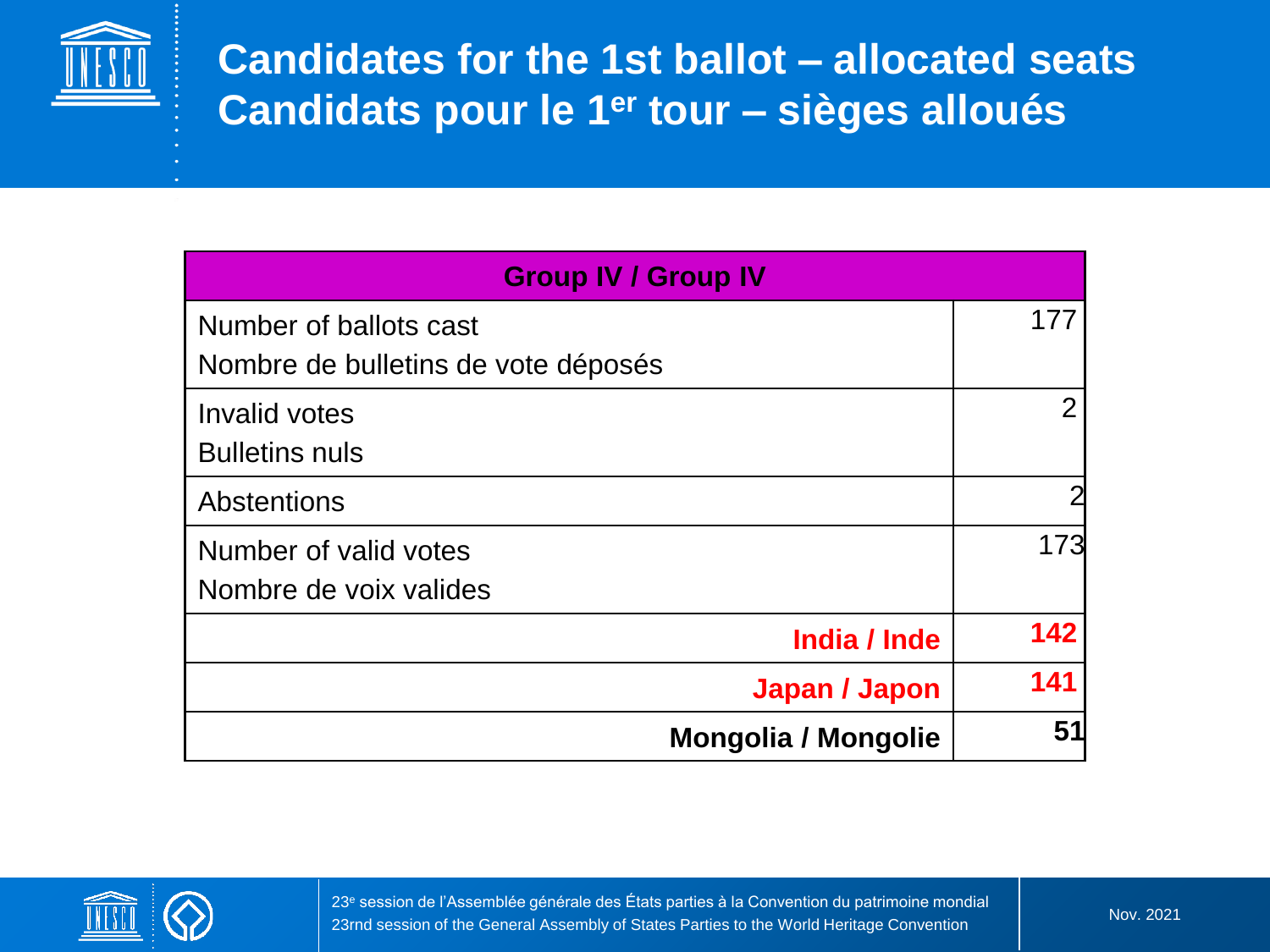# Candidates for the 1st ballot – allocated seats
# Candidats pour le 1er tour – sièges alloués

| Group IV / Group IV | |
|---|---|
| Number of ballots cast<br>Nombre de bulletins de vote déposés | 177 |
| Invalid votes<br>Bulletins nuls | 2 |
| Abstentions | 2 |
| Number of valid votes<br>Nombre de voix valides | 173 |
| **India / Inde** | **142** |
| **Japan / Japon** | **141** |
| **Mongolia / Mongolie** | **51** |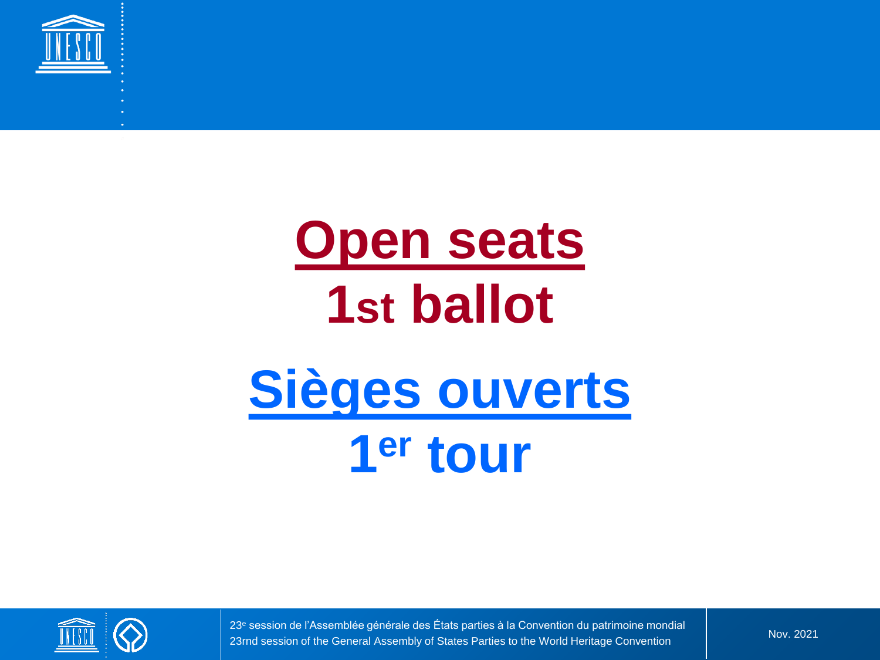# Open seats

## 1st ballot

# Sièges ouverts

## 1er tour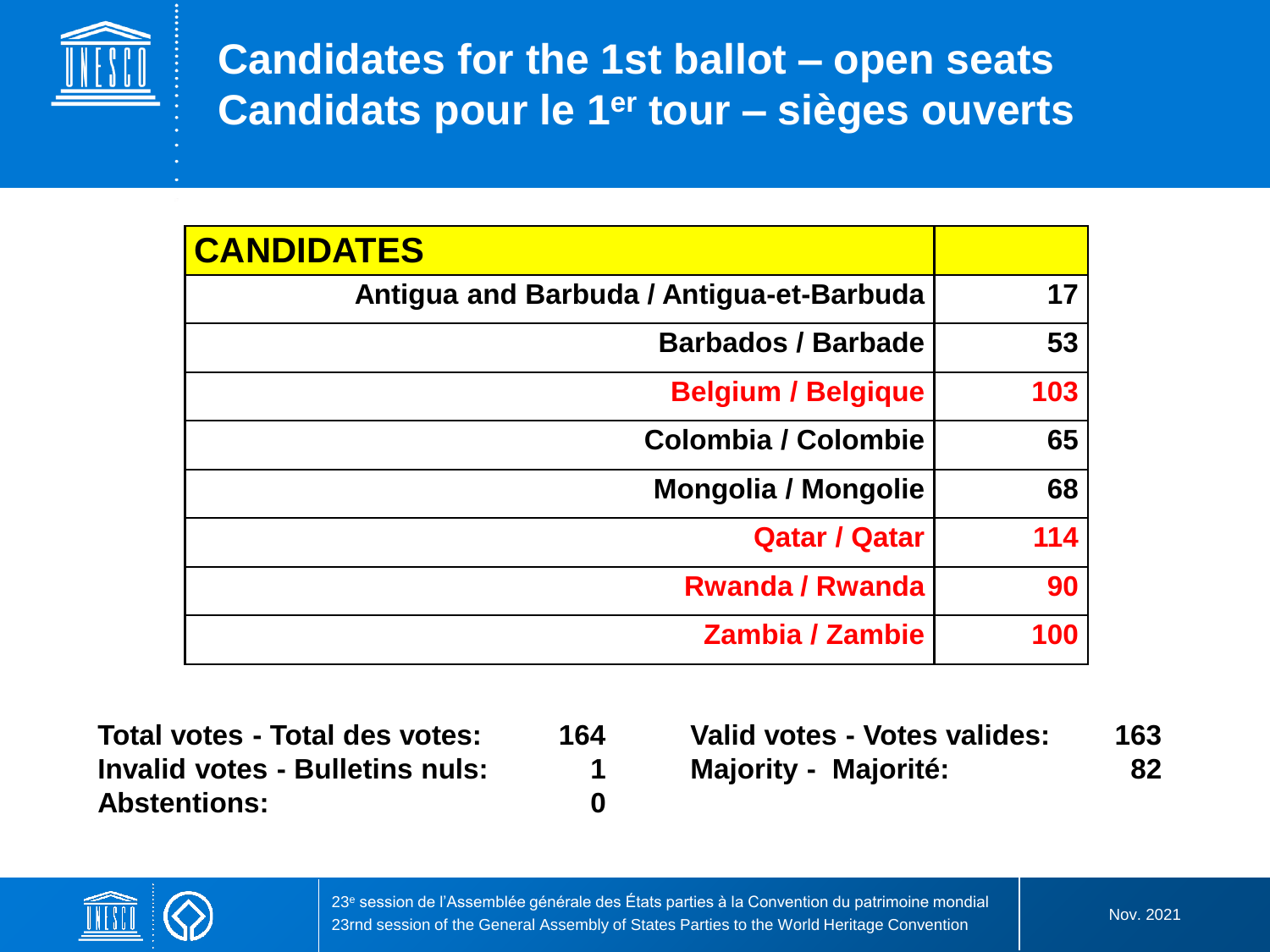# Candidates for the 1st ballot – open seats
# Candidats pour le 1er tour – sièges ouverts

| CANDIDATES | |
|---|---|
| Antigua and Barbuda / Antigua-et-Barbuda | 17 |
| Barbados / Barbade | 53 |
| Belgium / Belgique | 103 |
| Colombia / Colombie | 65 |
| Mongolia / Mongolie | 68 |
| Qatar / Qatar | 114 |
| Rwanda / Rwanda | 90 |
| Zambia / Zambie | 100 |

**Total votes - Total des votes:** 164
**Invalid votes - Bulletins nuls:** 1
**Abstentions:** 0

**Valid votes - Votes valides:** 163
**Majority - Majorité:** 82

23e session de l'Assemblée générale des États parties à la Convention du patrimoine mondial
23rnd session of the General Assembly of States Parties to the World Heritage Convention

Nov. 2021